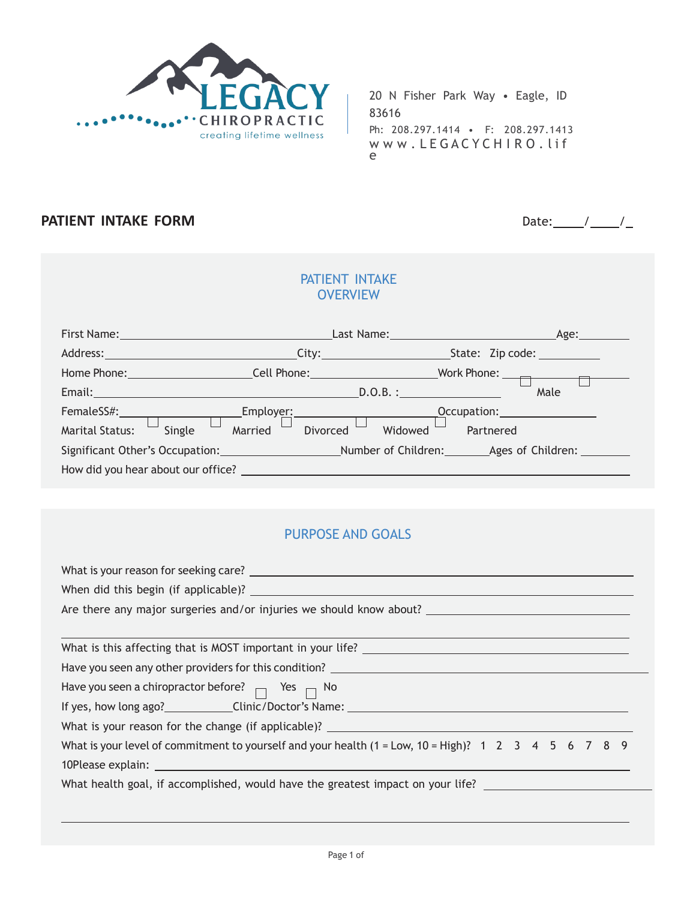LEGACY CHIROPRACTIC
creating lifetime wellness

20 N Fisher Park Way • Eagle, ID 83616
Ph: 208.297.1414 • F: 208.297.1413
www.LEGACYCHIRO.life

## PATIENT INTAKE FORM

Date:\_\_\_\_/\_\_\_\_/\_

### PATIENT INTAKE OVERVIEW

First Name:\_\_\_\_\_\_\_\_\_\_\_\_\_\_\_\_\_\_\_\_ Last Name:\_\_\_\_\_\_\_\_\_\_\_\_\_\_\_\_\_\_\_\_ Age:\_\_\_\_\_\_

Address:\_\_\_\_\_\_\_\_\_\_\_\_\_\_\_\_\_\_\_\_ City:\_\_\_\_\_\_\_\_\_\_\_\_\_\_\_\_ State: Zip code: \_\_\_\_\_\_\_\_

Home Phone:\_\_\_\_\_\_\_\_\_\_\_\_\_\_\_\_ Cell Phone:\_\_\_\_\_\_\_\_\_\_\_\_\_\_\_\_ Work Phone: \_\_\_\_\_\_\_\_\_\_

Email:\_\_\_\_\_\_\_\_\_\_\_\_\_\_\_\_\_\_\_\_\_\_\_\_\_\_\_\_ D.O.B. :\_\_\_\_\_\_\_\_\_\_\_\_ ☐ Male ☐

FemaleSS#:\_\_\_\_\_\_\_\_\_\_\_\_\_\_\_\_ Employer:\_\_\_\_\_\_\_\_\_\_\_\_\_\_\_\_ Occupation:\_\_\_\_\_\_\_\_\_\_\_\_

Marital Status: ☐ Single ☐ Married ☐ Divorced ☐ Widowed ☐ Partnered

Significant Other's Occupation:\_\_\_\_\_\_\_\_\_\_\_\_\_\_\_\_ Number of Children:\_\_\_\_\_\_ Ages of Children: \_\_\_\_\_\_\_

How did you hear about our office? \_\_\_\_\_\_\_\_\_\_\_\_\_\_\_\_\_\_\_\_\_\_\_\_\_\_\_\_\_\_\_\_\_\_\_\_

### PURPOSE AND GOALS

What is your reason for seeking care? \_\_\_\_\_\_\_\_\_\_\_\_\_\_\_\_\_\_\_\_\_\_\_\_\_\_\_\_\_\_\_\_\_\_\_\_

When did this begin (if applicable)? \_\_\_\_\_\_\_\_\_\_\_\_\_\_\_\_\_\_\_\_\_\_\_\_\_\_\_\_\_\_\_\_\_\_\_\_

Are there any major surgeries and/or injuries we should know about? \_\_\_\_\_\_\_\_\_\_\_\_\_\_\_\_\_\_\_\_

\_\_\_\_\_\_\_\_\_\_\_\_\_\_\_\_\_\_\_\_\_\_\_\_\_\_\_\_\_\_\_\_\_\_\_\_\_\_\_\_\_\_\_\_\_\_\_\_\_\_\_\_\_\_\_\_

What is this affecting that is MOST important in your life? \_\_\_\_\_\_\_\_\_\_\_\_\_\_\_\_\_\_\_\_\_\_\_\_

Have you seen any other providers for this condition? \_\_\_\_\_\_\_\_\_\_\_\_\_\_\_\_\_\_\_\_\_\_\_\_\_\_

Have you seen a chiropractor before? ☐ Yes ☐ No

If yes, how long ago?\_\_\_\_\_\_\_\_\_\_ Clinic/Doctor's Name: \_\_\_\_\_\_\_\_\_\_\_\_\_\_\_\_\_\_\_\_\_\_\_\_

What is your reason for the change (if applicable)? \_\_\_\_\_\_\_\_\_\_\_\_\_\_\_\_\_\_\_\_\_\_\_\_\_\_

What is your level of commitment to yourself and your health (1 = Low, 10 = High)? 1 2 3 4 5 6 7 8 9 10Please explain: \_\_\_\_\_\_\_\_\_\_\_\_\_\_\_\_\_\_\_\_\_\_\_\_\_\_\_\_\_\_\_\_\_\_\_\_

What health goal, if accomplished, would have the greatest impact on your life? \_\_\_\_\_\_\_\_\_\_\_\_\_\_\_\_

\_\_\_\_\_\_\_\_\_\_\_\_\_\_\_\_\_\_\_\_\_\_\_\_\_\_\_\_\_\_\_\_\_\_\_\_\_\_\_\_\_\_\_\_\_\_\_\_\_\_\_\_\_\_\_\_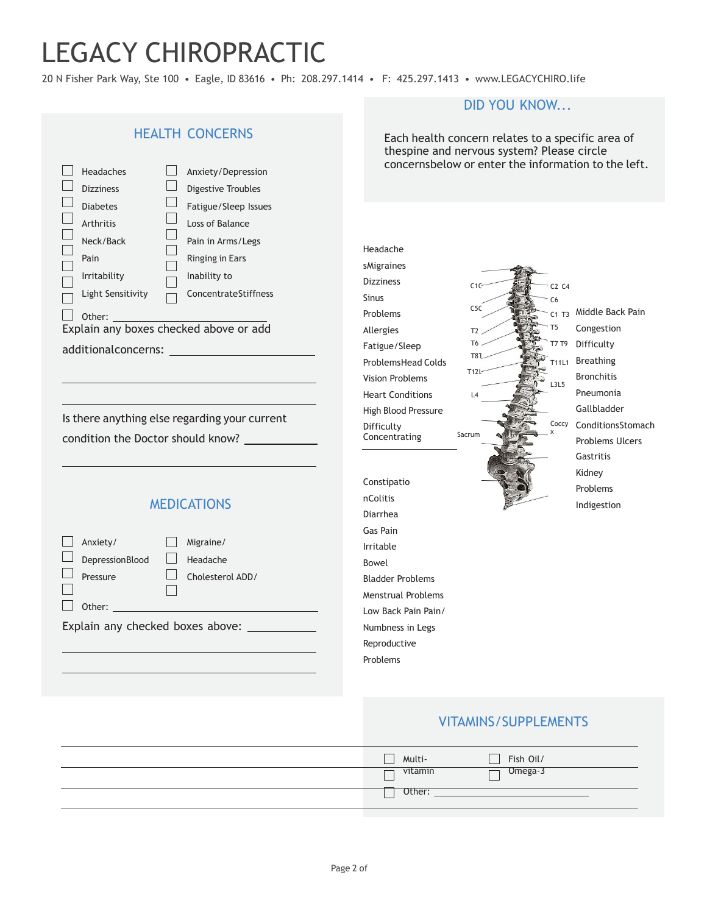# LEGACY CHIROPRACTIC

20 N Fisher Park Way, Ste 100 • Eagle, ID 83616 • Ph: 208.297.1414 • F: 425.297.1413 • www.LEGACYCHIRO.life

## HEALTH CONCERNS

- [ ] Headaches
- [ ] Dizziness
- [ ] Diabetes
- [ ] Arthritis
- [ ] Neck/Back
- [ ] Pain
- [ ] Irritability
- [ ] Light Sensitivity
- [ ] Anxiety/Depression
- [ ] Digestive Troubles
- [ ] Fatigue/Sleep Issues
- [ ] Loss of Balance
- [ ] Pain in Arms/Legs
- [ ] Ringing in Ears
- [ ] Inability to
- [ ] ConcentrateStiffness
- [ ] Other: ____________________

Explain any boxes checked above or add additionalconcerns: ____________________

____________________

____________________

Is there anything else regarding your current condition the Doctor should know? ____________

____________________

## MEDICATIONS

- [ ] Anxiety/
- [ ] DepressionBlood
- [ ] Pressure
- [ ] 
- [ ] Migraine/
- [ ] Headache
- [ ] Cholesterol ADD/
- [ ] 
- [ ] Other: ____________________

Explain any checked boxes above: ____________

____________________

____________________

## DID YOU KNOW...

Each health concern relates to a specific area of thespine and nervous system? Please circle concernsbelow or enter the information to the left.

Headache sMigraines Dizziness Sinus Problems Allergies Fatigue/Sleep ProblemsHead Colds Vision Problems Heart Conditions High Blood Pressure Difficulty Concentrating

C1C C5C T2 T6 T8T T12L L4 Sacrum

C2 C4 C6 C1 T3 T5 T7 T9 T11L1 L3L5 Coccyx

Middle Back Pain Congestion Difficulty Breathing Bronchitis Pneumonia Gallbladder ConditionsStomach Problems Ulcers Gastritis Kidney Problems Indigestion

Constipatio nColitis Diarrhea Gas Pain Irritable Bowel Bladder Problems Menstrual Problems Low Back Pain Pain/ Numbness in Legs Reproductive Problems

## VITAMINS/SUPPLEMENTS

- [ ] Multi-
- [ ] vitamin
- [ ] Fish Oil/
- [ ] Omega-3
- [ ] Other: ____________________

____________________

____________________

____________________

____________________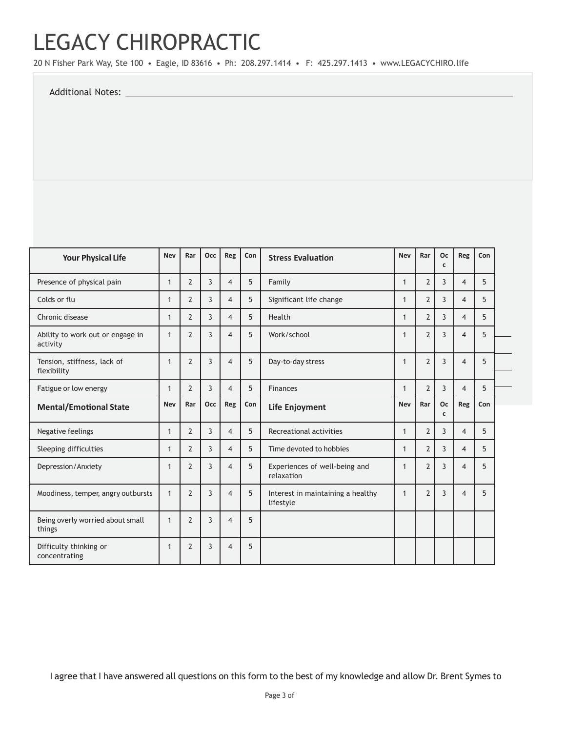# LEGACY CHIROPRACTIC

20 N Fisher Park Way, Ste 100 • Eagle, ID 83616 • Ph: 208.297.1414 • F: 425.297.1413 • www.LEGACYCHIRO.life

Additional Notes: ______________________________________________

| Your Physical Life | Nev | Rar | Occ | Reg | Con | Stress Evaluation | Nev | Rar | Occ | Reg | Con |
|---|---|---|---|---|---|---|---|---|---|---|---|
| Presence of physical pain | 1 | 2 | 3 | 4 | 5 | Family | 1 | 2 | 3 | 4 | 5 |
| Colds or flu | 1 | 2 | 3 | 4 | 5 | Significant life change | 1 | 2 | 3 | 4 | 5 |
| Chronic disease | 1 | 2 | 3 | 4 | 5 | Health | 1 | 2 | 3 | 4 | 5 |
| Ability to work out or engage in activity | 1 | 2 | 3 | 4 | 5 | Work/school | 1 | 2 | 3 | 4 | 5 |
| Tension, stiffness, lack of flexibility | 1 | 2 | 3 | 4 | 5 | Day-to-day stress | 1 | 2 | 3 | 4 | 5 |
| Fatigue or low energy | 1 | 2 | 3 | 4 | 5 | Finances | 1 | 2 | 3 | 4 | 5 |
| **Mental/Emotional State** | **Nev** | **Rar** | **Occ** | **Reg** | **Con** | **Life Enjoyment** | **Nev** | **Rar** | **Occ** | **Reg** | **Con** |
| Negative feelings | 1 | 2 | 3 | 4 | 5 | Recreational activities | 1 | 2 | 3 | 4 | 5 |
| Sleeping difficulties | 1 | 2 | 3 | 4 | 5 | Time devoted to hobbies | 1 | 2 | 3 | 4 | 5 |
| Depression/Anxiety | 1 | 2 | 3 | 4 | 5 | Experiences of well-being and relaxation | 1 | 2 | 3 | 4 | 5 |
| Moodiness, temper, angry outbursts | 1 | 2 | 3 | 4 | 5 | Interest in maintaining a healthy lifestyle | 1 | 2 | 3 | 4 | 5 |
| Being overly worried about small things | 1 | 2 | 3 | 4 | 5 | | | | | | |
| Difficulty thinking or concentrating | 1 | 2 | 3 | 4 | 5 | | | | | | |

I agree that I have answered all questions on this form to the best of my knowledge and allow Dr. Brent Symes to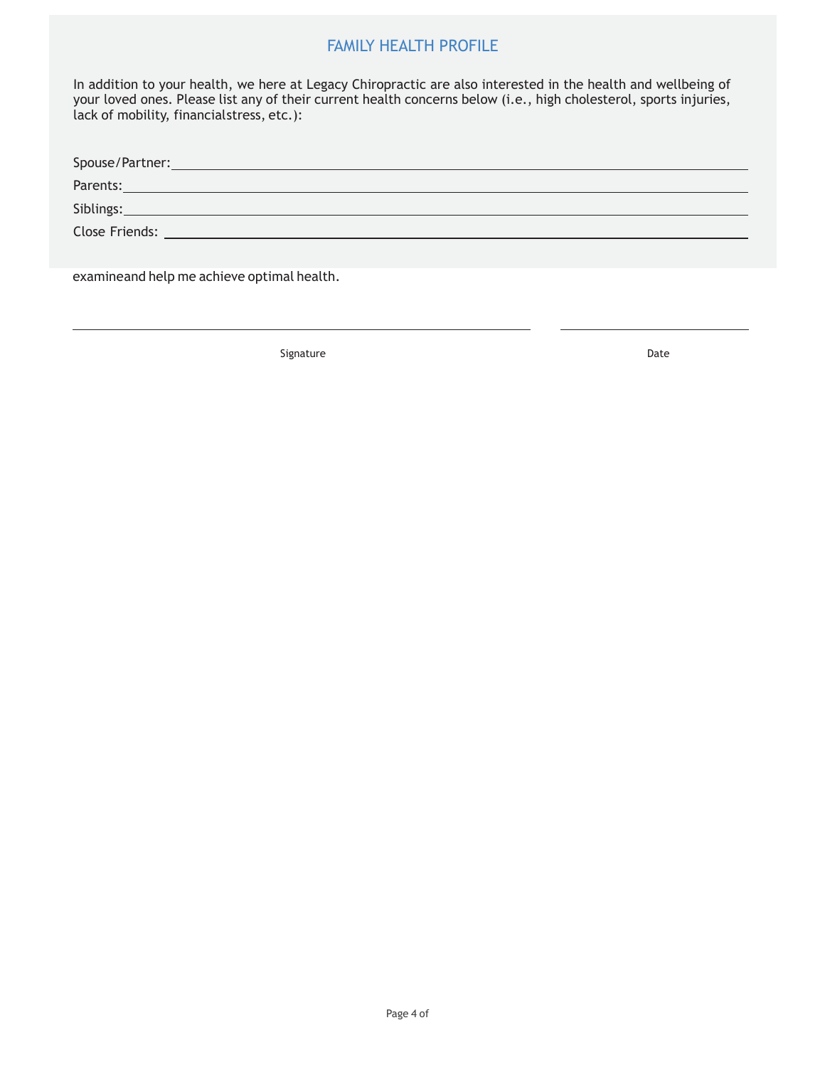## FAMILY HEALTH PROFILE

In addition to your health, we here at Legacy Chiropractic are also interested in the health and wellbeing of your loved ones. Please list any of their current health concerns below (i.e., high cholesterol, sports injuries, lack of mobility, financialstress, etc.):

Spouse/Partner: ______________________________

Parents: ______________________________

Siblings: ______________________________

Close Friends: ______________________________

examineand help me achieve optimal health.

______________________________ ______________

Signature Date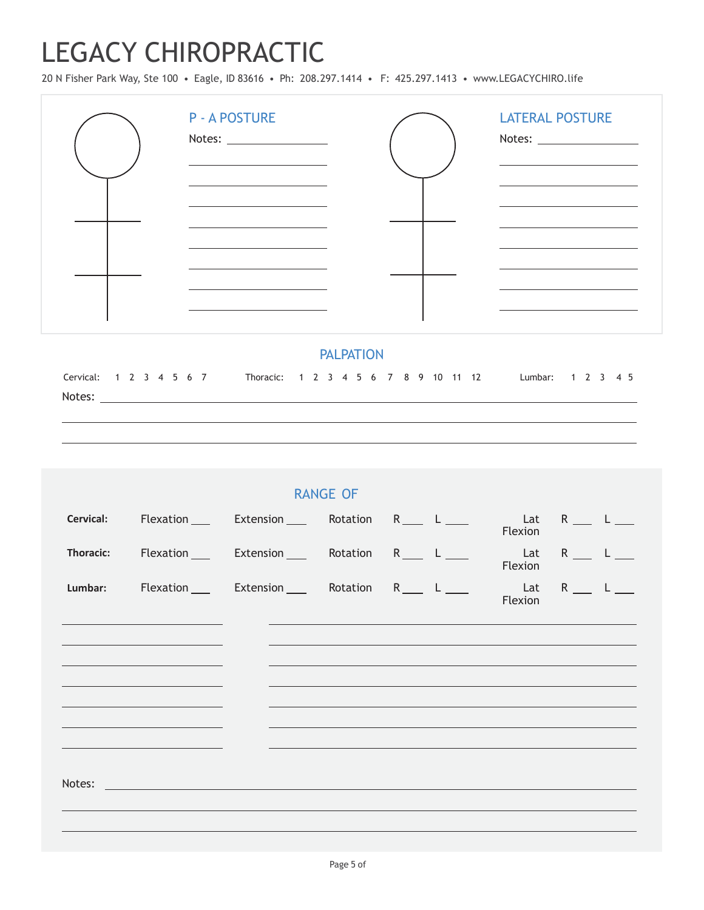# LEGACY CHIROPRACTIC

20 N Fisher Park Way, Ste 100 • Eagle, ID 83616 • Ph: 208.297.1414 • F: 425.297.1413 • www.LEGACYCHIRO.life

## P - A POSTURE

Notes: ______________________

______________________

______________________

______________________

______________________

______________________

______________________

______________________

______________________

## LATERAL POSTURE

Notes: ______________________

______________________

______________________

______________________

______________________

______________________

______________________

______________________

______________________

## PALPATION

Cervical: 1 2 3 4 5 6 7 Thoracic: 1 2 3 4 5 6 7 8 9 10 11 12 Lumbar: 1 2 3 4 5

Notes: ______________________________________________________________

______________________________________________________________

______________________________________________________________

## RANGE OF

| | | | | | | | | |
|---|---|---|---|---|---|---|---|---|
| **Cervical:** | Flexation ___ | Extension ___ | Rotation | R ___ | L ___ | Lat Flexion | R ___ | L ___ |
| **Thoracic:** | Flexation ___ | Extension ___ | Rotation | R ___ | L ___ | Lat Flexion | R ___ | L ___ |
| **Lumbar:** | Flexation ___ | Extension ___ | Rotation | R ___ | L ___ | Lat Flexion | R ___ | L ___ |

______________________ ______________________________________

______________________ ______________________________________

______________________ ______________________________________

______________________ ______________________________________

______________________ ______________________________________

______________________ ______________________________________

______________________ ______________________________________

Notes: ______________________________________________________________

______________________________________________________________

______________________________________________________________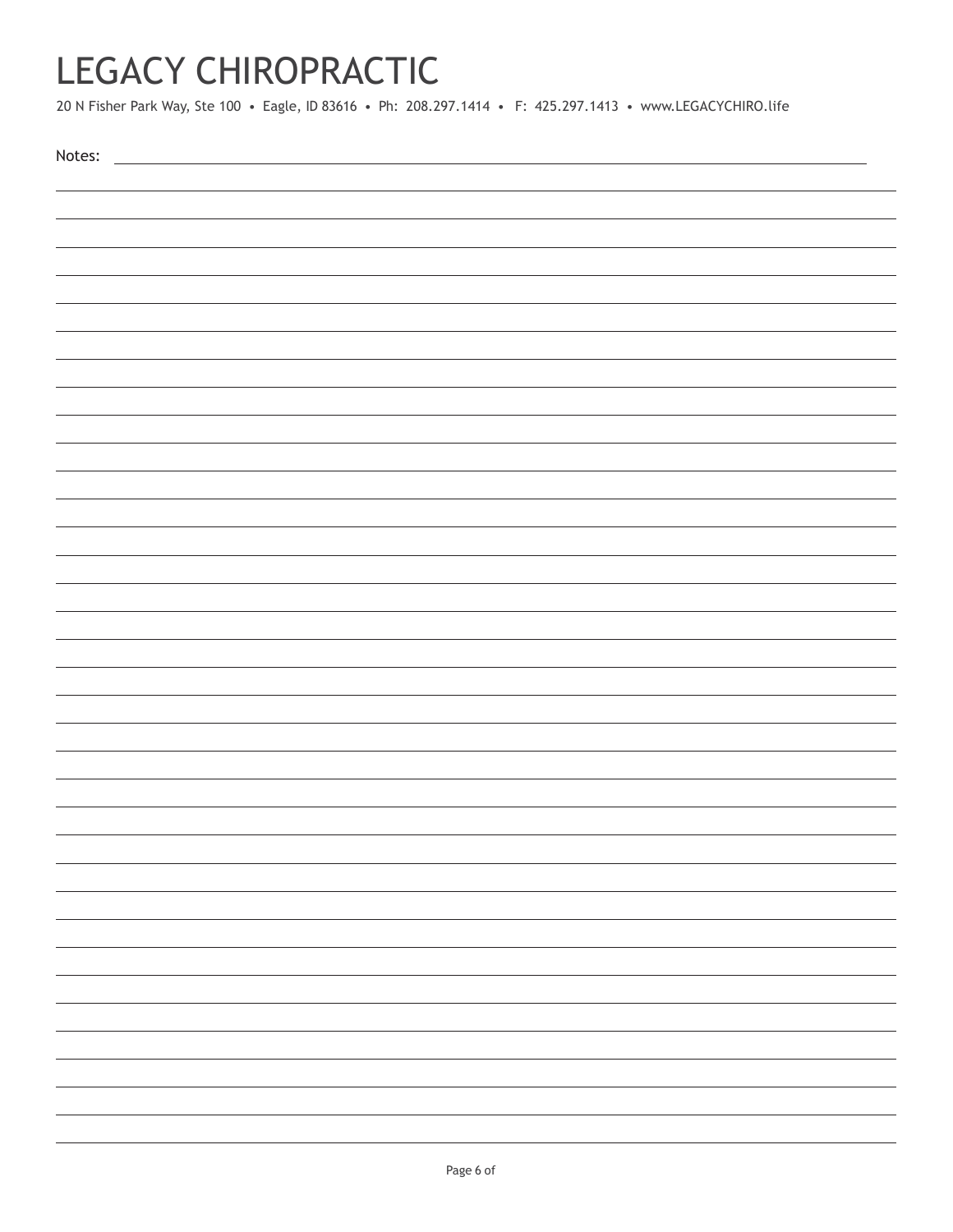# LEGACY CHIROPRACTIC

20 N Fisher Park Way, Ste 100 • Eagle, ID 83616 • Ph: 208.297.1414 • F: 425.297.1413 • www.LEGACYCHIRO.life

Notes: ______________________________________________________________________________